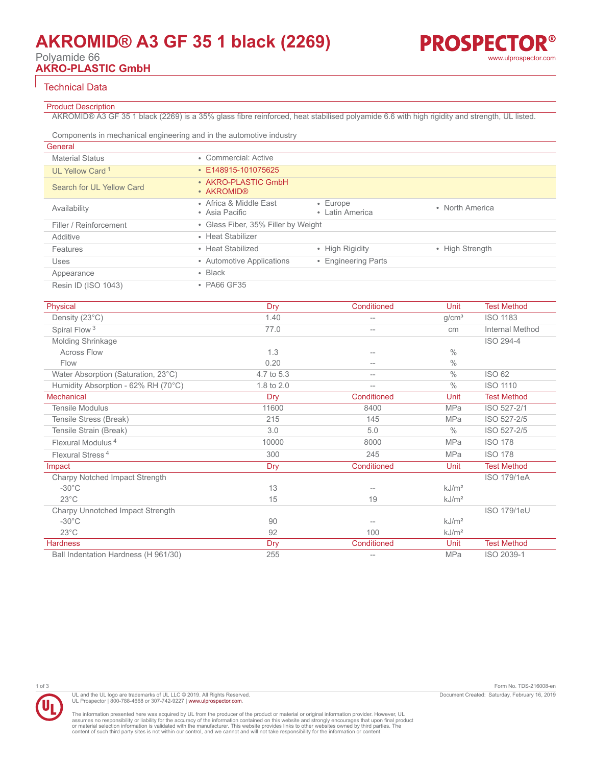# AKROMID® A3 GF 35 1 black (2269)

Polyamide 66

**AKRO-PLASTIC GmbH**

PROSPECTOR®
www.ulprospector.com

## Technical Data

### Product Description

AKROMID® A3 GF 35 1 black (2269) is a 35% glass fibre reinforced, heat stabilised polyamide 6.6 with high rigidity and strength, UL listed.

Components in mechanical engineering and in the automotive industry

### General

| | | | |
|---|---|---|---|
| Material Status | • Commercial: Active | | |
| UL Yellow Card [1] | • E148915-101075625 | | |
| Search for UL Yellow Card | • AKRO-PLASTIC GmbH<br>• AKROMID® | | |
| Availability | • Africa & Middle East<br>• Asia Pacific | • Europe<br>• Latin America | • North America |
| Filler / Reinforcement | • Glass Fiber, 35% Filler by Weight | | |
| Additive | • Heat Stabilizer | | |
| Features | • Heat Stabilized | • High Rigidity | • High Strength |
| Uses | • Automotive Applications | • Engineering Parts | |
| Appearance | • Black | | |
| Resin ID (ISO 1043) | • PA66 GF35 | | |

| Physical | Dry | Conditioned | Unit | Test Method |
|---|---|---|---|---|
| Density (23°C) | 1.40 | -- | g/cm³ | ISO 1183 |
| Spiral Flow [3] | 77.0 | -- | cm | Internal Method |
| Molding Shrinkage | | | | ISO 294-4 |
| Across Flow | 1.3 | -- | % | |
| Flow | 0.20 | -- | % | |
| Water Absorption (Saturation, 23°C) | 4.7 to 5.3 | -- | % | ISO 62 |
| Humidity Absorption - 62% RH (70°C) | 1.8 to 2.0 | -- | % | ISO 1110 |

| Mechanical | Dry | Conditioned | Unit | Test Method |
|---|---|---|---|---|
| Tensile Modulus | 11600 | 8400 | MPa | ISO 527-2/1 |
| Tensile Stress (Break) | 215 | 145 | MPa | ISO 527-2/5 |
| Tensile Strain (Break) | 3.0 | 5.0 | % | ISO 527-2/5 |
| Flexural Modulus [4] | 10000 | 8000 | MPa | ISO 178 |
| Flexural Stress [4] | 300 | 245 | MPa | ISO 178 |

| Impact | Dry | Conditioned | Unit | Test Method |
|---|---|---|---|---|
| Charpy Notched Impact Strength | | | | ISO 179/1eA |
| -30°C | 13 | -- | kJ/m² | |
| 23°C | 15 | 19 | kJ/m² | |
| Charpy Unnotched Impact Strength | | | | ISO 179/1eU |
| -30°C | 90 | -- | kJ/m² | |
| 23°C | 92 | 100 | kJ/m² | |

| Hardness | Dry | Conditioned | Unit | Test Method |
|---|---|---|---|---|
| Ball Indentation Hardness (H 961/30) | 255 | -- | MPa | ISO 2039-1 |

UL and the UL logo are trademarks of UL LLC © 2019. All Rights Reserved.
UL Prospector | 800-788-4668 or 307-742-9227 | www.ulprospector.com.

The information presented here was acquired by UL from the producer of the product or material or original information provider. However, UL assumes no responsibility or liability for the accuracy of the information contained on this website and strongly encourages that upon final product or material selection information is validated with the manufacturer. This website provides links to other websites owned by third parties. The content of such third party sites is not within our control, and we cannot and will not take responsibility for the information or content.

Form No. TDS-216008-en
Document Created: Saturday, February 16, 2019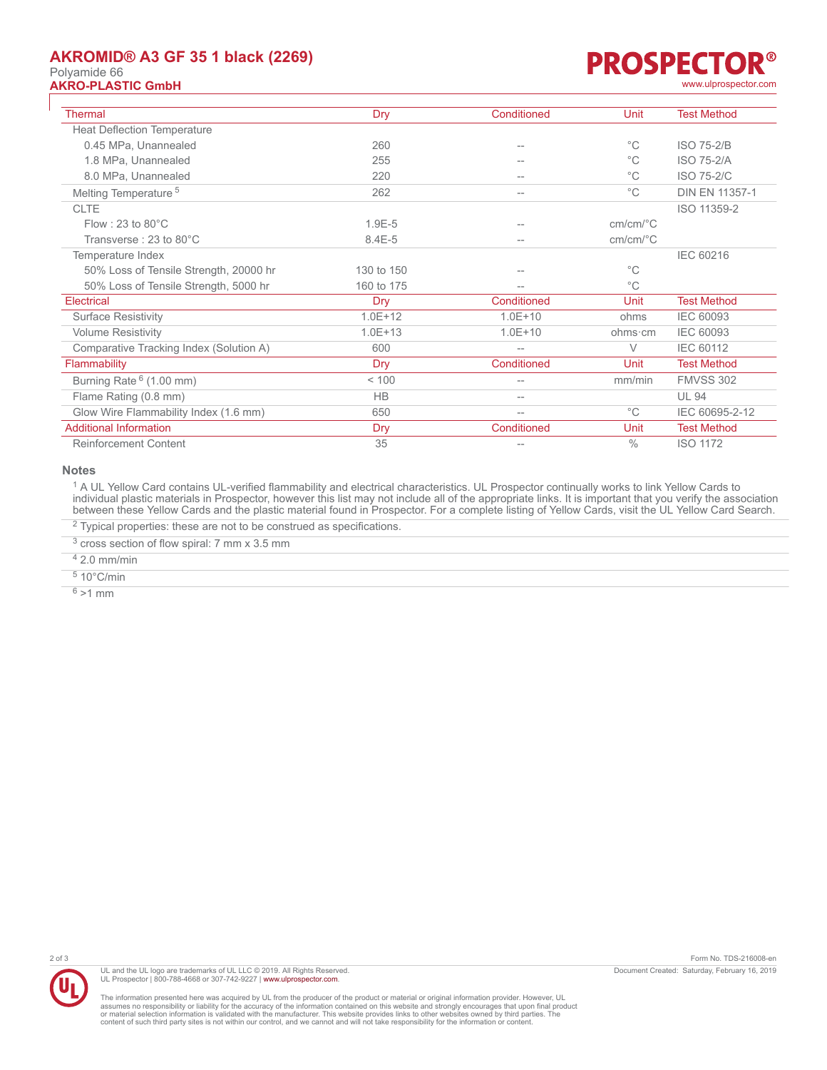| Thermal | Dry | Conditioned | Unit | Test Method |
|---|---|---|---|---|
| Heat Deflection Temperature | | | | |
| 0.45 MPa, Unannealed | 260 | -- | °C | ISO 75-2/B |
| 1.8 MPa, Unannealed | 255 | -- | °C | ISO 75-2/A |
| 8.0 MPa, Unannealed | 220 | -- | °C | ISO 75-2/C |
| Melting Temperature [5] | 262 | -- | °C | DIN EN 11357-1 |
| CLTE | | | | ISO 11359-2 |
| Flow : 23 to 80°C | 1.9E-5 | -- | cm/cm/°C | |
| Transverse : 23 to 80°C | 8.4E-5 | -- | cm/cm/°C | |
| Temperature Index | | | | IEC 60216 |
| 50% Loss of Tensile Strength, 20000 hr | 130 to 150 | -- | °C | |
| 50% Loss of Tensile Strength, 5000 hr | 160 to 175 | -- | °C | |

| Electrical | Dry | Conditioned | Unit | Test Method |
|---|---|---|---|---|
| Surface Resistivity | 1.0E+12 | 1.0E+10 | ohms | IEC 60093 |
| Volume Resistivity | 1.0E+13 | 1.0E+10 | ohms·cm | IEC 60093 |
| Comparative Tracking Index (Solution A) | 600 | -- | V | IEC 60112 |

| Flammability | Dry | Conditioned | Unit | Test Method |
|---|---|---|---|---|
| Burning Rate [6] (1.00 mm) | < 100 | -- | mm/min | FMVSS 302 |
| Flame Rating (0.8 mm) | HB | -- | | UL 94 |
| Glow Wire Flammability Index (1.6 mm) | 650 | -- | °C | IEC 60695-2-12 |

| Additional Information | Dry | Conditioned | Unit | Test Method |
|---|---|---|---|---|
| Reinforcement Content | 35 | -- | % | ISO 1172 |

## Notes

[1] A UL Yellow Card contains UL-verified flammability and electrical characteristics. UL Prospector continually works to link Yellow Cards to individual plastic materials in Prospector, however this list may not include all of the appropriate links. It is important that you verify the association between these Yellow Cards and the plastic material found in Prospector. For a complete listing of Yellow Cards, visit the UL Yellow Card Search.

[2] Typical properties: these are not to be construed as specifications.

[3] cross section of flow spiral: 7 mm x 3.5 mm

[4] 2.0 mm/min

[5] 10°C/min

[6] >1 mm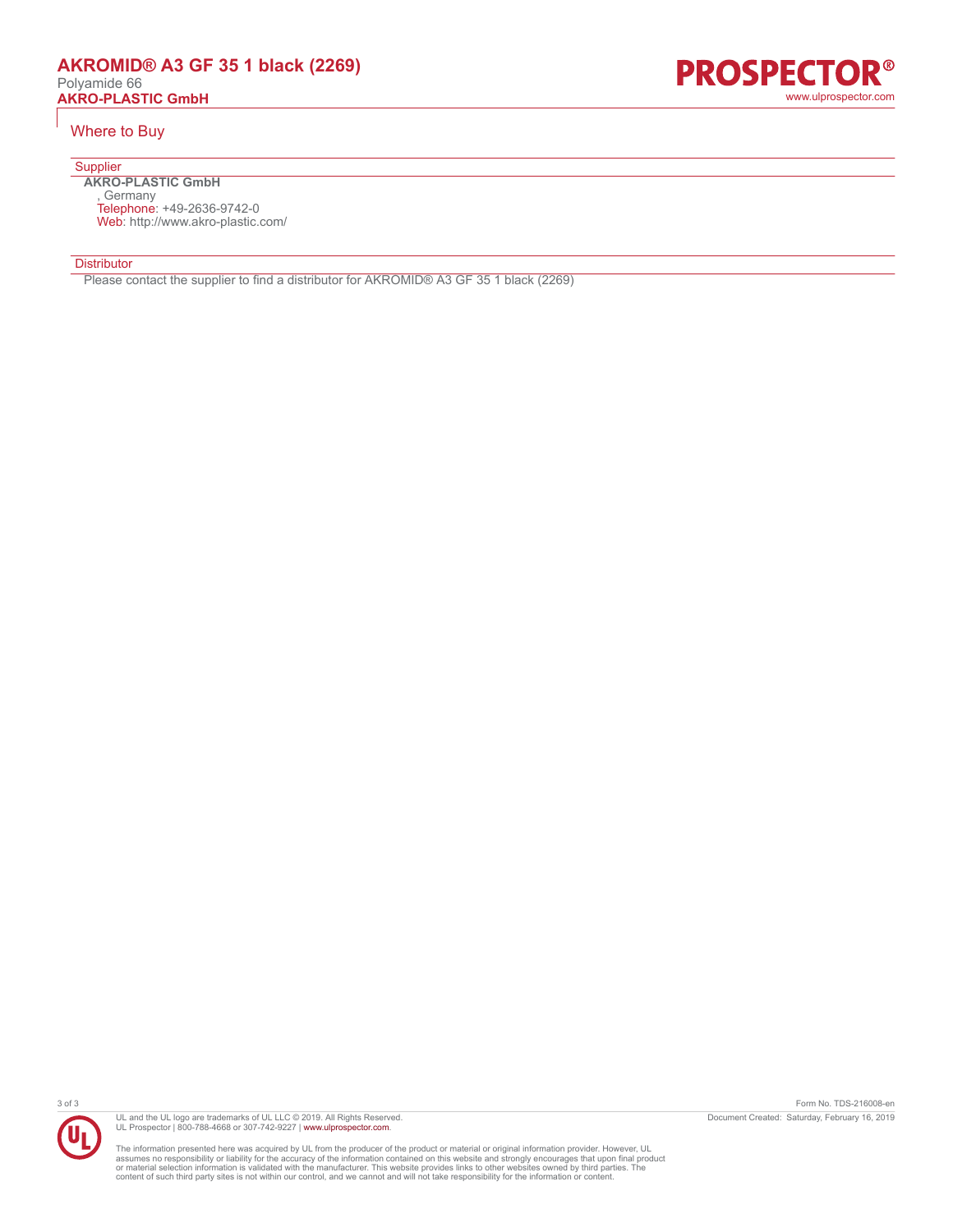## Where to Buy

### Supplier

**AKRO-PLASTIC GmbH**
, Germany
Telephone: +49-2636-9742-0
Web: http://www.akro-plastic.com/

### Distributor

Please contact the supplier to find a distributor for AKROMID® A3 GF 35 1 black (2269)